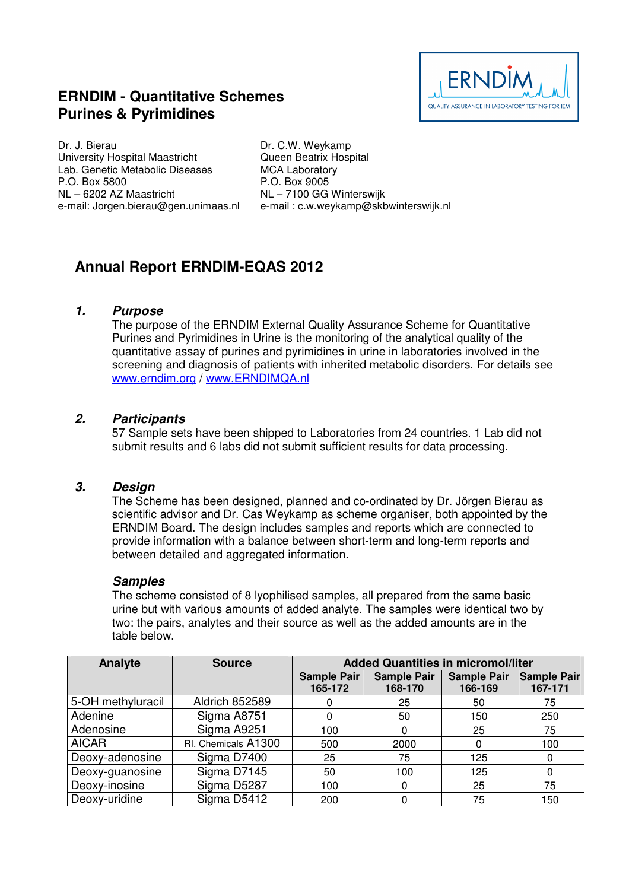# ERNDIM - Quantitative Schemes
# Purines & Pyrimidines

ERNDIM
QUALITY ASSURANCE IN LABORATORY TESTING FOR IEM

Dr. J. Bierau
University Hospital Maastricht
Lab. Genetic Metabolic Diseases
P.O. Box 5800
NL – 6202 AZ Maastricht
e-mail: Jorgen.bierau@gen.unimaas.nl

Dr. C.W. Weykamp
Queen Beatrix Hospital
MCA Laboratory
P.O. Box 9005
NL – 7100 GG Winterswijk
e-mail : c.w.weykamp@skbwinterswijk.nl

## Annual Report ERNDIM-EQAS 2012

### 1. *Purpose*

The purpose of the ERNDIM External Quality Assurance Scheme for Quantitative Purines and Pyrimidines in Urine is the monitoring of the analytical quality of the quantitative assay of purines and pyrimidines in urine in laboratories involved in the screening and diagnosis of patients with inherited metabolic disorders. For details see www.erndim.org / www.ERNDIMQA.nl

### 2. *Participants*

57 Sample sets have been shipped to Laboratories from 24 countries. 1 Lab did not submit results and 6 labs did not submit sufficient results for data processing.

### 3. *Design*

The Scheme has been designed, planned and co-ordinated by Dr. Jörgen Bierau as scientific advisor and Dr. Cas Weykamp as scheme organiser, both appointed by the ERNDIM Board. The design includes samples and reports which are connected to provide information with a balance between short-term and long-term reports and between detailed and aggregated information.

#### *Samples*

The scheme consisted of 8 lyophilised samples, all prepared from the same basic urine but with various amounts of added analyte. The samples were identical two by two: the pairs, analytes and their source as well as the added amounts are in the table below.

| Analyte | Source | Added Quantities in micromol/liter | | | |
|---|---|---|---|---|---|
| | | Sample Pair 165-172 | Sample Pair 168-170 | Sample Pair 166-169 | Sample Pair 167-171 |
| 5-OH methyluracil | Aldrich 852589 | 0 | 25 | 50 | 75 |
| Adenine | Sigma A8751 | 0 | 50 | 150 | 250 |
| Adenosine | Sigma A9251 | 100 | 0 | 25 | 75 |
| AICAR | RI. Chemicals A1300 | 500 | 2000 | 0 | 100 |
| Deoxy-adenosine | Sigma D7400 | 25 | 75 | 125 | 0 |
| Deoxy-guanosine | Sigma D7145 | 50 | 100 | 125 | 0 |
| Deoxy-inosine | Sigma D5287 | 100 | 0 | 25 | 75 |
| Deoxy-uridine | Sigma D5412 | 200 | 0 | 75 | 150 |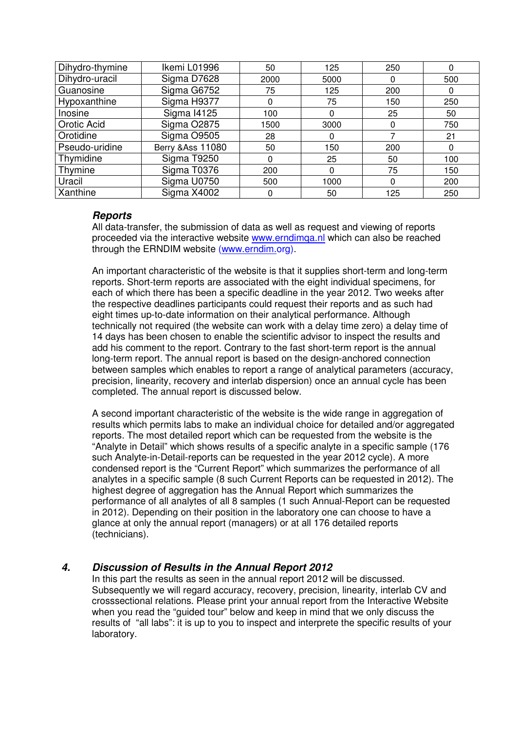| Dihydro-thymine | Ikemi L01996 | 50 | 125 | 250 | 0 |
|---|---|---|---|---|---|
| Dihydro-uracil | Sigma D7628 | 2000 | 5000 | 0 | 500 |
| Guanosine | Sigma G6752 | 75 | 125 | 200 | 0 |
| Hypoxanthine | Sigma H9377 | 0 | 75 | 150 | 250 |
| Inosine | Sigma I4125 | 100 | 0 | 25 | 50 |
| Orotic Acid | Sigma O2875 | 1500 | 3000 | 0 | 750 |
| Orotidine | Sigma O9505 | 28 | 0 | 7 | 21 |
| Pseudo-uridine | Berry &Ass 11080 | 50 | 150 | 200 | 0 |
| Thymidine | Sigma T9250 | 0 | 25 | 50 | 100 |
| Thymine | Sigma T0376 | 200 | 0 | 75 | 150 |
| Uracil | Sigma U0750 | 500 | 1000 | 0 | 200 |
| Xanthine | Sigma X4002 | 0 | 50 | 125 | 250 |

### *Reports*

All data-transfer, the submission of data as well as request and viewing of reports proceeded via the interactive website www.erndimqa.nl which can also be reached through the ERNDIM website (www.erndim.org).

An important characteristic of the website is that it supplies short-term and long-term reports. Short-term reports are associated with the eight individual specimens, for each of which there has been a specific deadline in the year 2012. Two weeks after the respective deadlines participants could request their reports and as such had eight times up-to-date information on their analytical performance. Although technically not required (the website can work with a delay time zero) a delay time of 14 days has been chosen to enable the scientific advisor to inspect the results and add his comment to the report. Contrary to the fast short-term report is the annual long-term report. The annual report is based on the design-anchored connection between samples which enables to report a range of analytical parameters (accuracy, precision, linearity, recovery and interlab dispersion) once an annual cycle has been completed. The annual report is discussed below.

A second important characteristic of the website is the wide range in aggregation of results which permits labs to make an individual choice for detailed and/or aggregated reports. The most detailed report which can be requested from the website is the "Analyte in Detail" which shows results of a specific analyte in a specific sample (176 such Analyte-in-Detail-reports can be requested in the year 2012 cycle). A more condensed report is the "Current Report" which summarizes the performance of all analytes in a specific sample (8 such Current Reports can be requested in 2012). The highest degree of aggregation has the Annual Report which summarizes the performance of all analytes of all 8 samples (1 such Annual-Report can be requested in 2012). Depending on their position in the laboratory one can choose to have a glance at only the annual report (managers) or at all 176 detailed reports (technicians).

## *4. Discussion of Results in the Annual Report 2012*

In this part the results as seen in the annual report 2012 will be discussed. Subsequently we will regard accuracy, recovery, precision, linearity, interlab CV and crosssectional relations. Please print your annual report from the Interactive Website when you read the "guided tour" below and keep in mind that we only discuss the results of "all labs": it is up to you to inspect and interprete the specific results of your laboratory.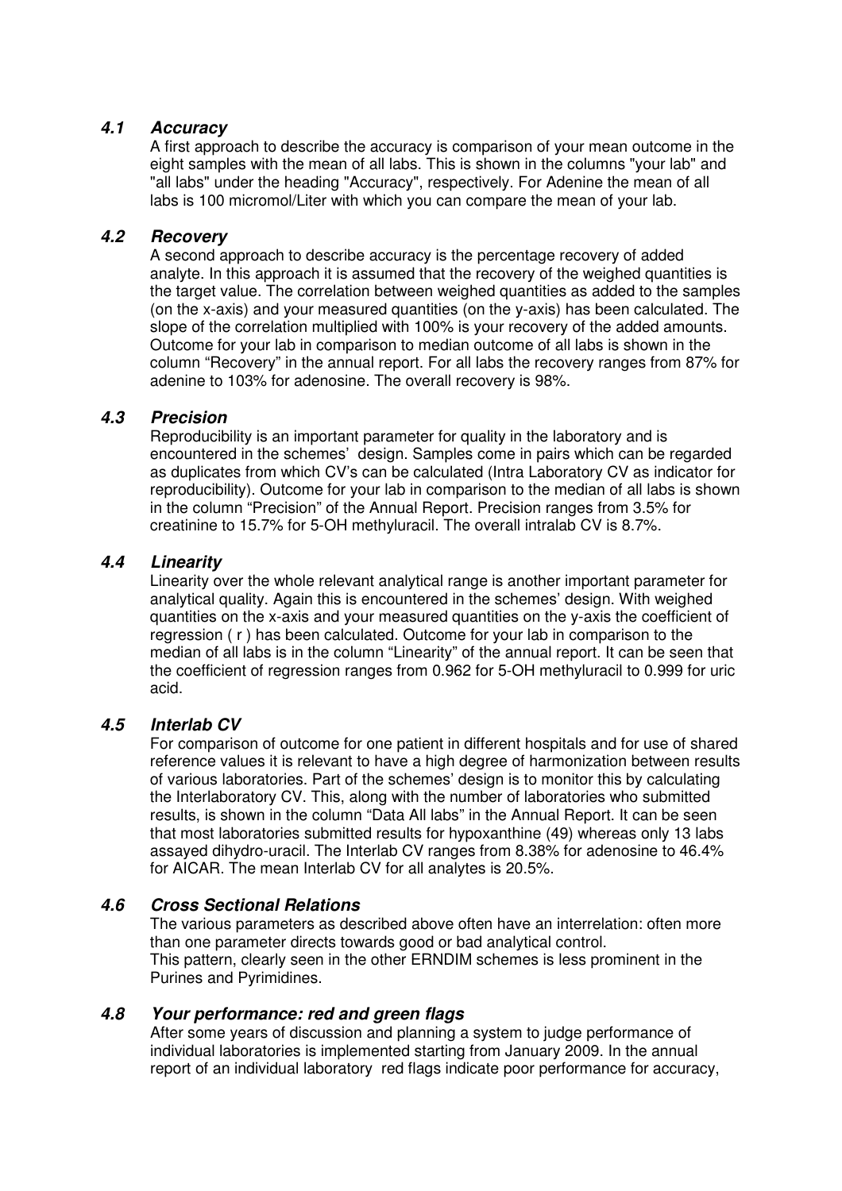### 4.1 Accuracy

A first approach to describe the accuracy is comparison of your mean outcome in the eight samples with the mean of all labs. This is shown in the columns "your lab" and "all labs" under the heading "Accuracy", respectively. For Adenine the mean of all labs is 100 micromol/Liter with which you can compare the mean of your lab.

### 4.2 Recovery

A second approach to describe accuracy is the percentage recovery of added analyte. In this approach it is assumed that the recovery of the weighed quantities is the target value. The correlation between weighed quantities as added to the samples (on the x-axis) and your measured quantities (on the y-axis) has been calculated. The slope of the correlation multiplied with 100% is your recovery of the added amounts. Outcome for your lab in comparison to median outcome of all labs is shown in the column "Recovery" in the annual report. For all labs the recovery ranges from 87% for adenine to 103% for adenosine. The overall recovery is 98%.

### 4.3 Precision

Reproducibility is an important parameter for quality in the laboratory and is encountered in the schemes' design. Samples come in pairs which can be regarded as duplicates from which CV's can be calculated (Intra Laboratory CV as indicator for reproducibility). Outcome for your lab in comparison to the median of all labs is shown in the column "Precision" of the Annual Report. Precision ranges from 3.5% for creatinine to 15.7% for 5-OH methyluracil. The overall intralab CV is 8.7%.

### 4.4 Linearity

Linearity over the whole relevant analytical range is another important parameter for analytical quality. Again this is encountered in the schemes' design. With weighed quantities on the x-axis and your measured quantities on the y-axis the coefficient of regression ( r ) has been calculated. Outcome for your lab in comparison to the median of all labs is in the column "Linearity" of the annual report. It can be seen that the coefficient of regression ranges from 0.962 for 5-OH methyluracil to 0.999 for uric acid.

### 4.5 Interlab CV

For comparison of outcome for one patient in different hospitals and for use of shared reference values it is relevant to have a high degree of harmonization between results of various laboratories. Part of the schemes' design is to monitor this by calculating the Interlaboratory CV. This, along with the number of laboratories who submitted results, is shown in the column "Data All labs" in the Annual Report. It can be seen that most laboratories submitted results for hypoxanthine (49) whereas only 13 labs assayed dihydro-uracil. The Interlab CV ranges from 8.38% for adenosine to 46.4% for AICAR. The mean Interlab CV for all analytes is 20.5%.

### 4.6 Cross Sectional Relations

The various parameters as described above often have an interrelation: often more than one parameter directs towards good or bad analytical control.
This pattern, clearly seen in the other ERNDIM schemes is less prominent in the Purines and Pyrimidines.

### 4.8 Your performance: red and green flags

After some years of discussion and planning a system to judge performance of individual laboratories is implemented starting from January 2009. In the annual report of an individual laboratory red flags indicate poor performance for accuracy,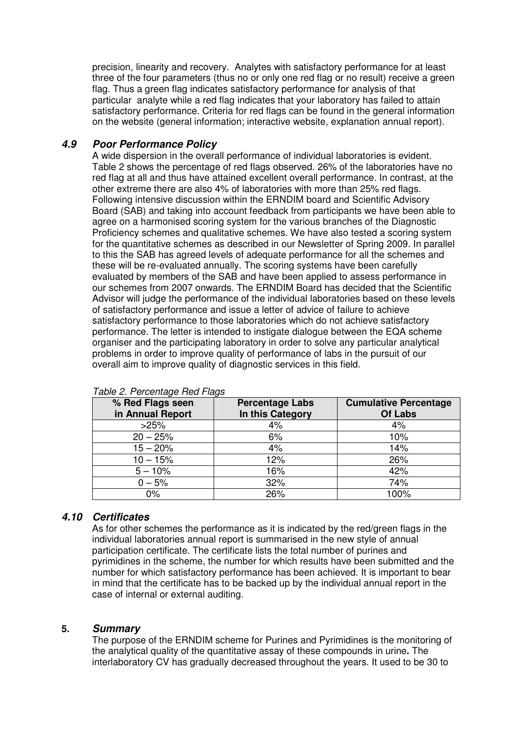precision, linearity and recovery. Analytes with satisfactory performance for at least three of the four parameters (thus no or only one red flag or no result) receive a green flag. Thus a green flag indicates satisfactory performance for analysis of that particular analyte while a red flag indicates that your laboratory has failed to attain satisfactory performance. Criteria for red flags can be found in the general information on the website (general information; interactive website, explanation annual report).

### *4.9 Poor Performance Policy*

A wide dispersion in the overall performance of individual laboratories is evident. Table 2 shows the percentage of red flags observed. 26% of the laboratories have no red flag at all and thus have attained excellent overall performance. In contrast, at the other extreme there are also 4% of laboratories with more than 25% red flags. Following intensive discussion within the ERNDIM board and Scientific Advisory Board (SAB) and taking into account feedback from participants we have been able to agree on a harmonised scoring system for the various branches of the Diagnostic Proficiency schemes and qualitative schemes. We have also tested a scoring system for the quantitative schemes as described in our Newsletter of Spring 2009. In parallel to this the SAB has agreed levels of adequate performance for all the schemes and these will be re-evaluated annually. The scoring systems have been carefully evaluated by members of the SAB and have been applied to assess performance in our schemes from 2007 onwards. The ERNDIM Board has decided that the Scientific Advisor will judge the performance of the individual laboratories based on these levels of satisfactory performance and issue a letter of advice of failure to achieve satisfactory performance to those laboratories which do not achieve satisfactory performance. The letter is intended to instigate dialogue between the EQA scheme organiser and the participating laboratory in order to solve any particular analytical problems in order to improve quality of performance of labs in the pursuit of our overall aim to improve quality of diagnostic services in this field.

*Table 2. Percentage Red Flags*

| % Red Flags seen in Annual Report | Percentage Labs In this Category | Cumulative Percentage Of Labs |
|---|---|---|
| >25% | 4% | 4% |
| 20 – 25% | 6% | 10% |
| 15 – 20% | 4% | 14% |
| 10 – 15% | 12% | 26% |
| 5 – 10% | 16% | 42% |
| 0 – 5% | 32% | 74% |
| 0% | 26% | 100% |

### *4.10 Certificates*

As for other schemes the performance as it is indicated by the red/green flags in the individual laboratories annual report is summarised in the new style of annual participation certificate. The certificate lists the total number of purines and pyrimidines in the scheme, the number for which results have been submitted and the number for which satisfactory performance has been achieved. It is important to bear in mind that the certificate has to be backed up by the individual annual report in the case of internal or external auditing.

## 5. *Summary*

The purpose of the ERNDIM scheme for Purines and Pyrimidines is the monitoring of the analytical quality of the quantitative assay of these compounds in urine**.** The interlaboratory CV has gradually decreased throughout the years. It used to be 30 to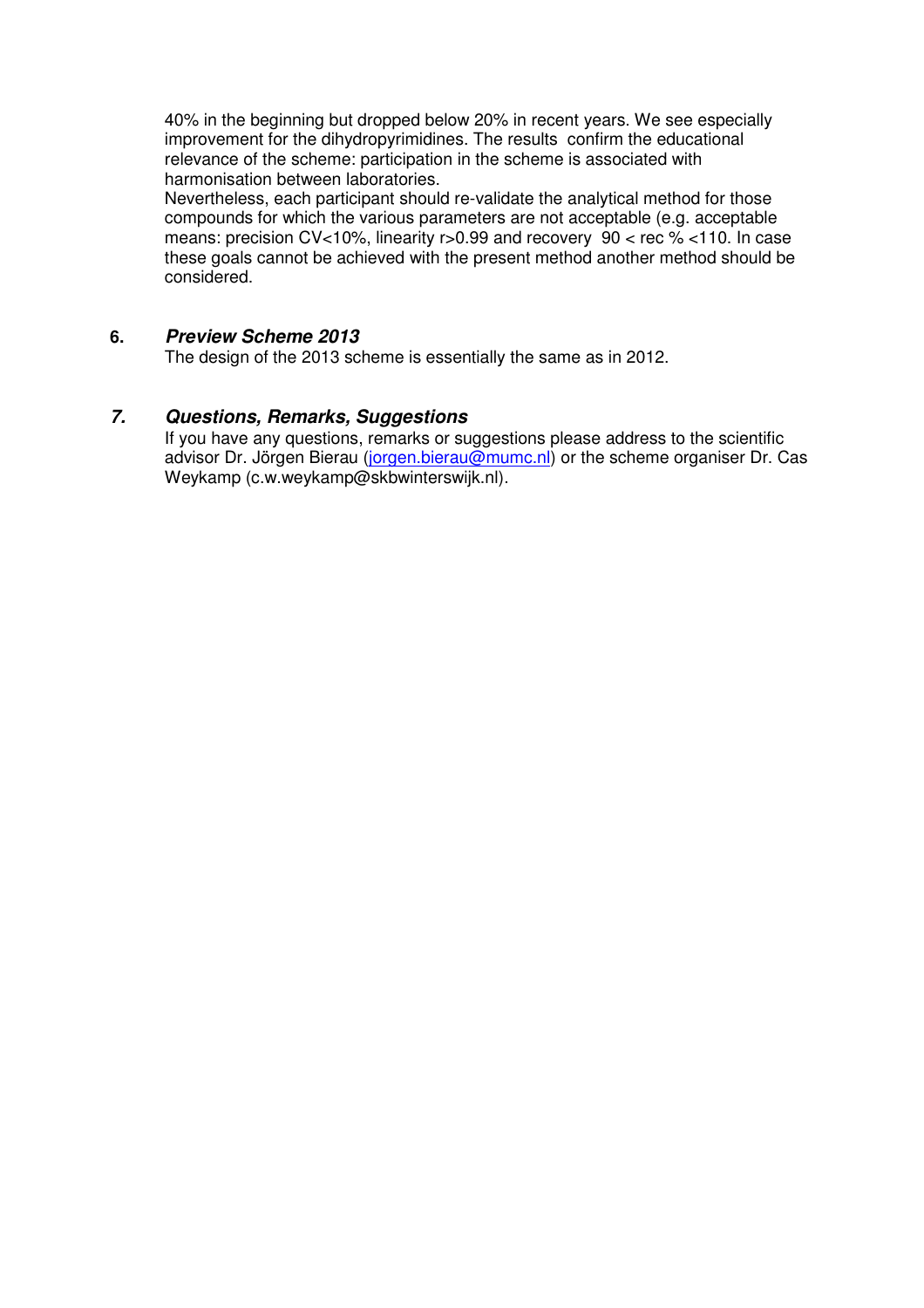40% in the beginning but dropped below 20% in recent years. We see especially improvement for the dihydropyrimidines. The results confirm the educational relevance of the scheme: participation in the scheme is associated with harmonisation between laboratories.

Nevertheless, each participant should re-validate the analytical method for those compounds for which the various parameters are not acceptable (e.g. acceptable means: precision CV<10%, linearity r>0.99 and recovery 90 < rec % <110. In case these goals cannot be achieved with the present method another method should be considered.

## 6. ***Preview Scheme 2013***

The design of the 2013 scheme is essentially the same as in 2012.

## *7.* ***Questions, Remarks, Suggestions***

If you have any questions, remarks or suggestions please address to the scientific advisor Dr. Jörgen Bierau (jorgen.bierau@mumc.nl) or the scheme organiser Dr. Cas Weykamp (c.w.weykamp@skbwinterswijk.nl).